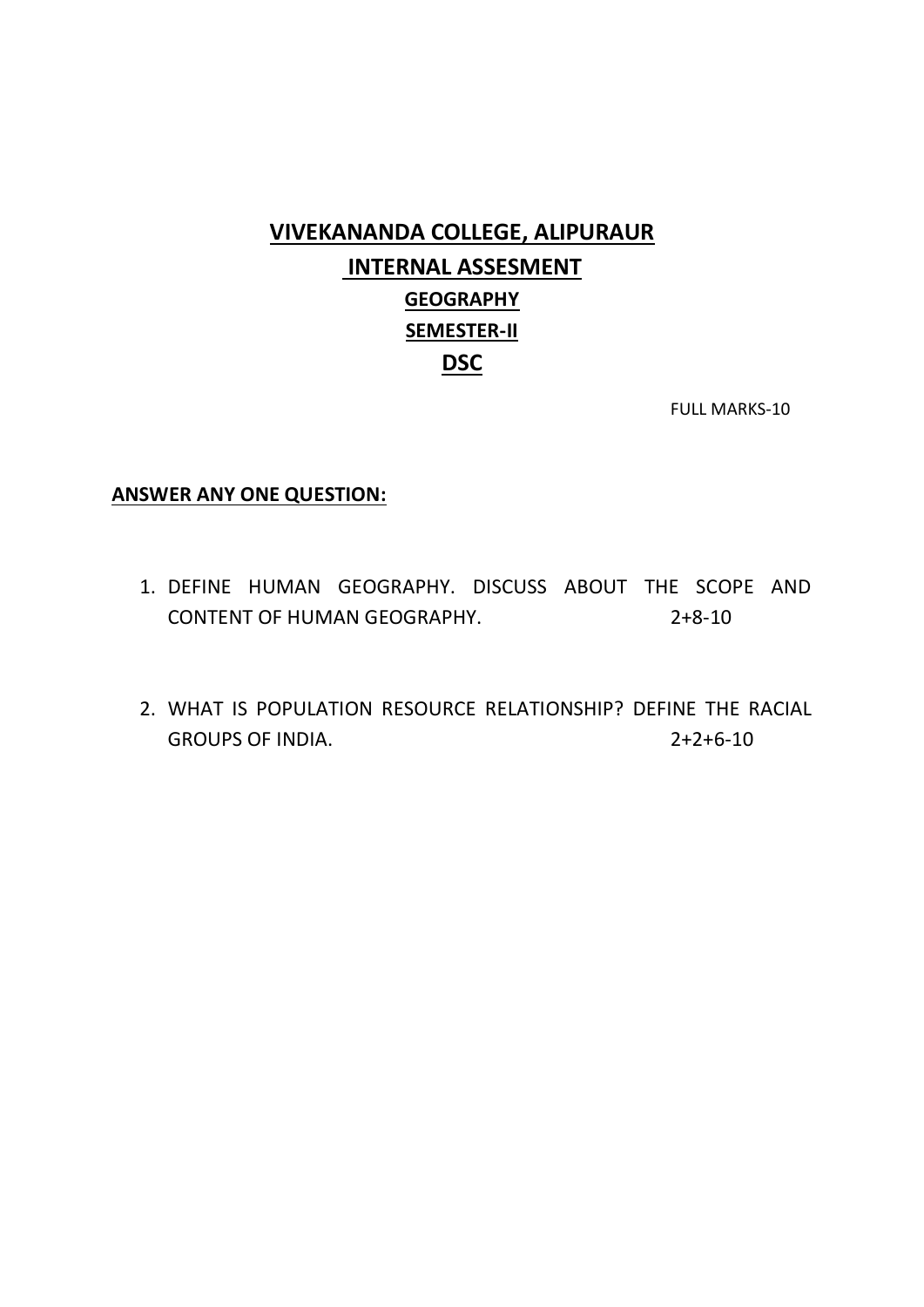# VIVEKANANDA COLLEGE, ALIPURAUR

## INTERNAL ASSESMENT

### GEOGRAPHY

### SEMESTER-II

### DSC

FULL MARKS-10

**ANSWER ANY ONE QUESTION:**

1. DEFINE HUMAN GEOGRAPHY. DISCUSS ABOUT THE SCOPE AND CONTENT OF HUMAN GEOGRAPHY. 2+8-10

2. WHAT IS POPULATION RESOURCE RELATIONSHIP? DEFINE THE RACIAL GROUPS OF INDIA. 2+2+6-10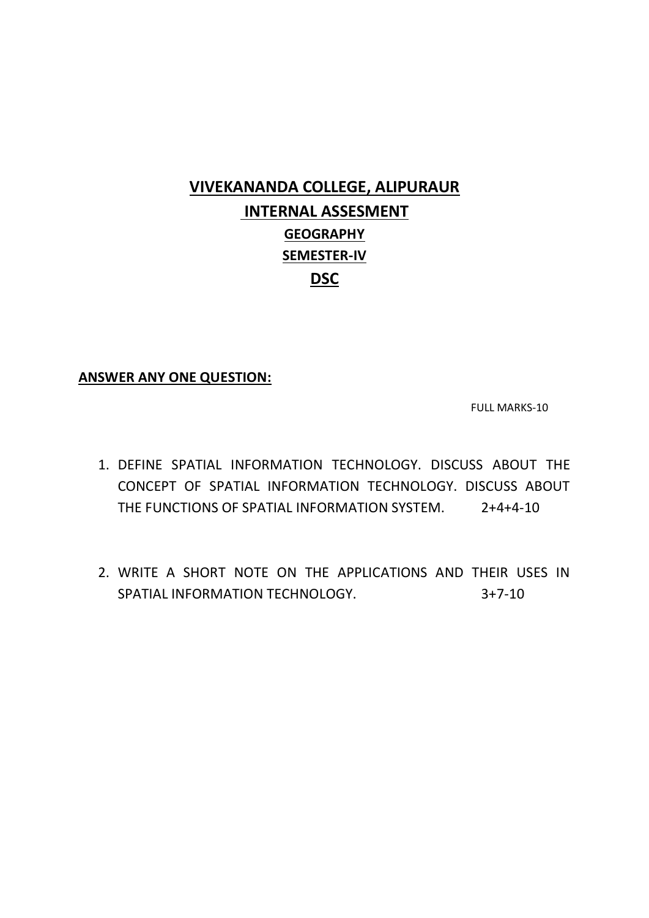# VIVEKANANDA COLLEGE, ALIPURAUR

## INTERNAL ASSESMENT

### GEOGRAPHY

### SEMESTER-IV

### DSC

**ANSWER ANY ONE QUESTION:**

FULL MARKS-10

1. DEFINE SPATIAL INFORMATION TECHNOLOGY. DISCUSS ABOUT THE CONCEPT OF SPATIAL INFORMATION TECHNOLOGY. DISCUSS ABOUT THE FUNCTIONS OF SPATIAL INFORMATION SYSTEM. 2+4+4-10

2. WRITE A SHORT NOTE ON THE APPLICATIONS AND THEIR USES IN SPATIAL INFORMATION TECHNOLOGY. 3+7-10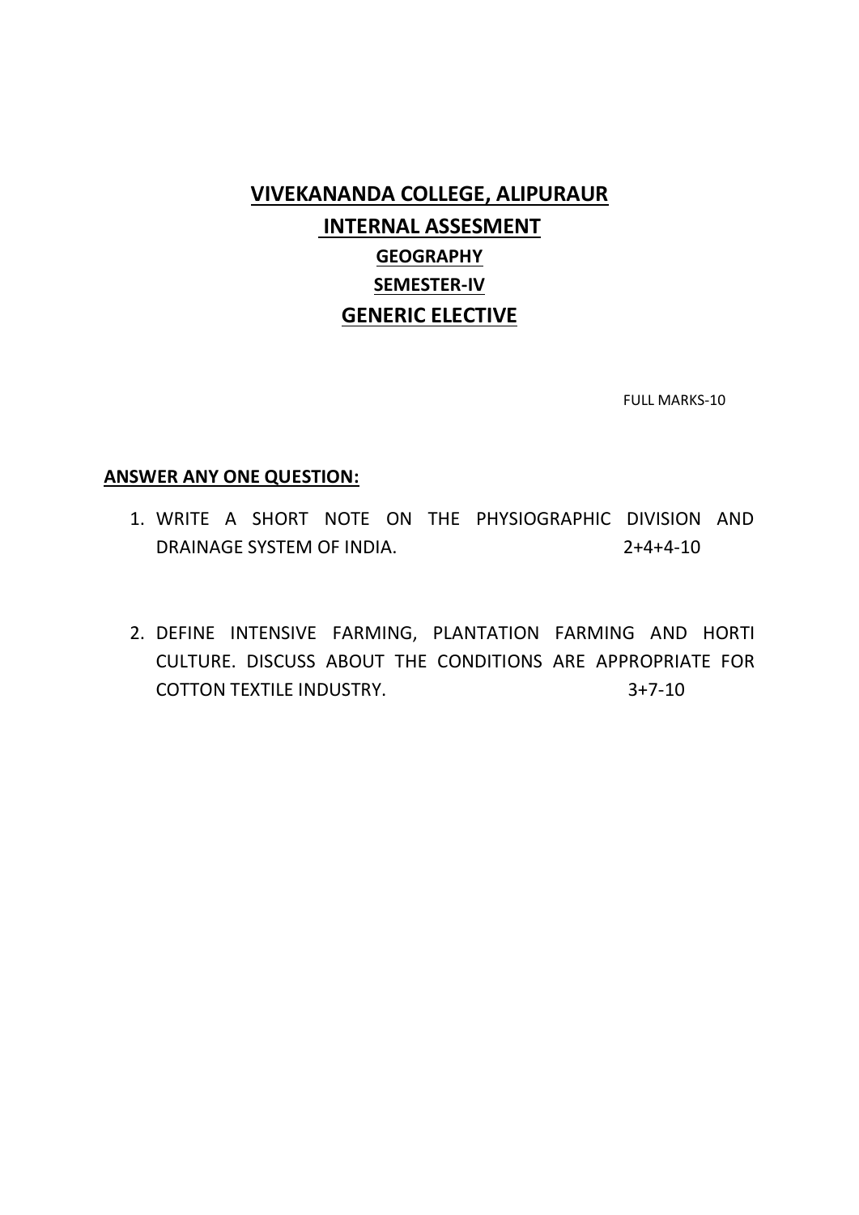# VIVEKANANDA COLLEGE, ALIPURAUR

## INTERNAL ASSESMENT

### GEOGRAPHY

### SEMESTER-IV

### GENERIC ELECTIVE

FULL MARKS-10

**ANSWER ANY ONE QUESTION:**

1. WRITE A SHORT NOTE ON THE PHYSIOGRAPHIC DIVISION AND DRAINAGE SYSTEM OF INDIA. 2+4+4-10

2. DEFINE INTENSIVE FARMING, PLANTATION FARMING AND HORTI CULTURE. DISCUSS ABOUT THE CONDITIONS ARE APPROPRIATE FOR COTTON TEXTILE INDUSTRY. 3+7-10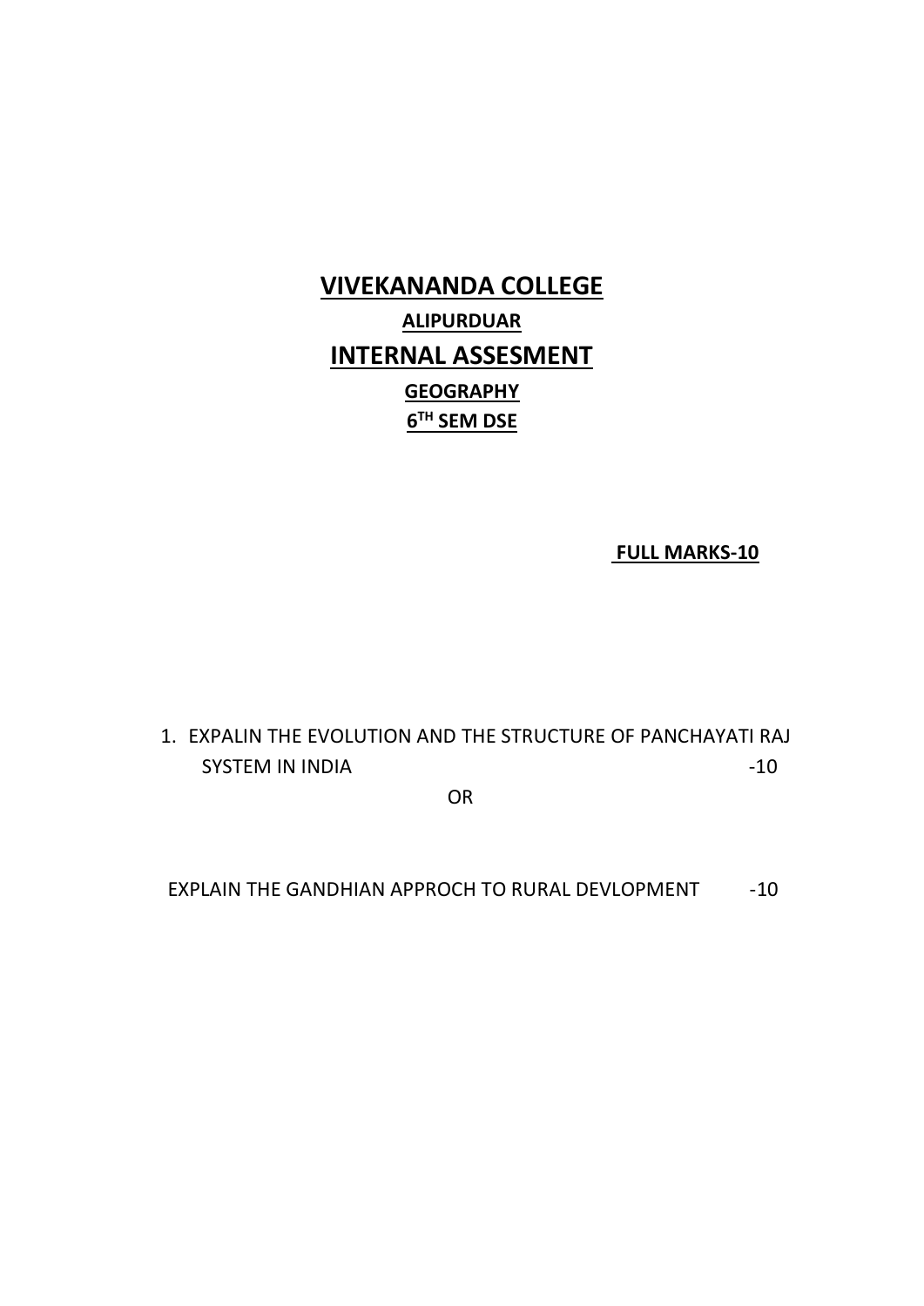# VIVEKANANDA COLLEGE

## ALIPURDUAR

# INTERNAL ASSESMENT

## GEOGRAPHY

## 6TH SEM DSE

**FULL MARKS-10**

1. EXPALIN THE EVOLUTION AND THE STRUCTURE OF PANCHAYATI RAJ SYSTEM IN INDIA -10

OR

EXPLAIN THE GANDHIAN APPROCH TO RURAL DEVLOPMENT -10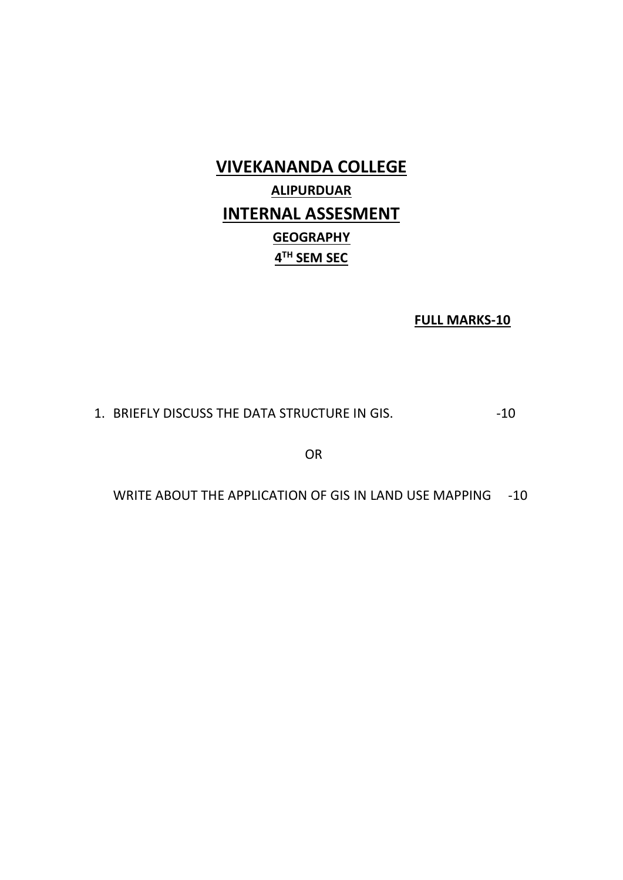# VIVEKANANDA COLLEGE

## ALIPURDUAR

# INTERNAL ASSESMENT

## GEOGRAPHY

## $4^{TH}$ SEM SEC

**FULL MARKS-10**

1. BRIEFLY DISCUSS THE DATA STRUCTURE IN GIS. -10

OR

WRITE ABOUT THE APPLICATION OF GIS IN LAND USE MAPPING -10